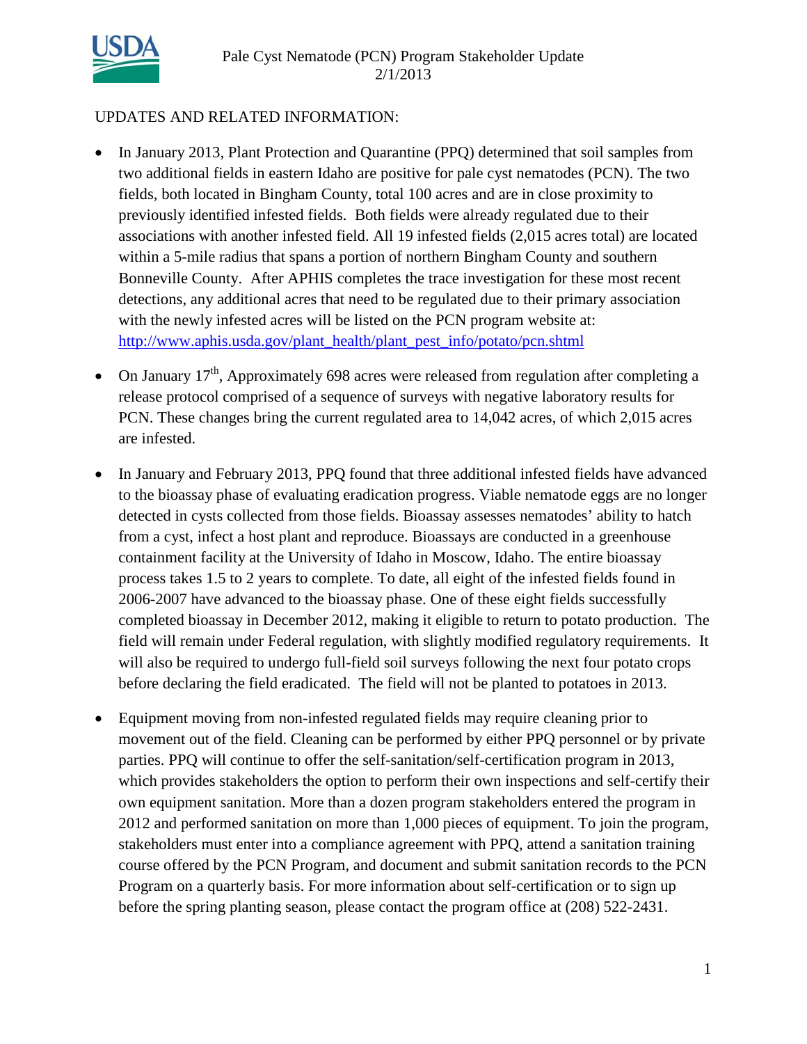# Pale Cyst Nematode (PCN) Program Stakeholder Update
2/1/2013

## UPDATES AND RELATED INFORMATION:

- In January 2013, Plant Protection and Quarantine (PPQ) determined that soil samples from two additional fields in eastern Idaho are positive for pale cyst nematodes (PCN). The two fields, both located in Bingham County, total 100 acres and are in close proximity to previously identified infested fields. Both fields were already regulated due to their associations with another infested field. All 19 infested fields (2,015 acres total) are located within a 5-mile radius that spans a portion of northern Bingham County and southern Bonneville County. After APHIS completes the trace investigation for these most recent detections, any additional acres that need to be regulated due to their primary association with the newly infested acres will be listed on the PCN program website at: [http://www.aphis.usda.gov/plant_health/plant_pest_info/potato/pcn.shtml](http://www.aphis.usda.gov/plant_health/plant_pest_info/potato/pcn.shtml)

- On January 17th, Approximately 698 acres were released from regulation after completing a release protocol comprised of a sequence of surveys with negative laboratory results for PCN. These changes bring the current regulated area to 14,042 acres, of which 2,015 acres are infested.

- In January and February 2013, PPQ found that three additional infested fields have advanced to the bioassay phase of evaluating eradication progress. Viable nematode eggs are no longer detected in cysts collected from those fields. Bioassay assesses nematodes' ability to hatch from a cyst, infect a host plant and reproduce. Bioassays are conducted in a greenhouse containment facility at the University of Idaho in Moscow, Idaho. The entire bioassay process takes 1.5 to 2 years to complete. To date, all eight of the infested fields found in 2006-2007 have advanced to the bioassay phase. One of these eight fields successfully completed bioassay in December 2012, making it eligible to return to potato production. The field will remain under Federal regulation, with slightly modified regulatory requirements. It will also be required to undergo full-field soil surveys following the next four potato crops before declaring the field eradicated. The field will not be planted to potatoes in 2013.

- Equipment moving from non-infested regulated fields may require cleaning prior to movement out of the field. Cleaning can be performed by either PPQ personnel or by private parties. PPQ will continue to offer the self-sanitation/self-certification program in 2013, which provides stakeholders the option to perform their own inspections and self-certify their own equipment sanitation. More than a dozen program stakeholders entered the program in 2012 and performed sanitation on more than 1,000 pieces of equipment. To join the program, stakeholders must enter into a compliance agreement with PPQ, attend a sanitation training course offered by the PCN Program, and document and submit sanitation records to the PCN Program on a quarterly basis. For more information about self-certification or to sign up before the spring planting season, please contact the program office at (208) 522-2431.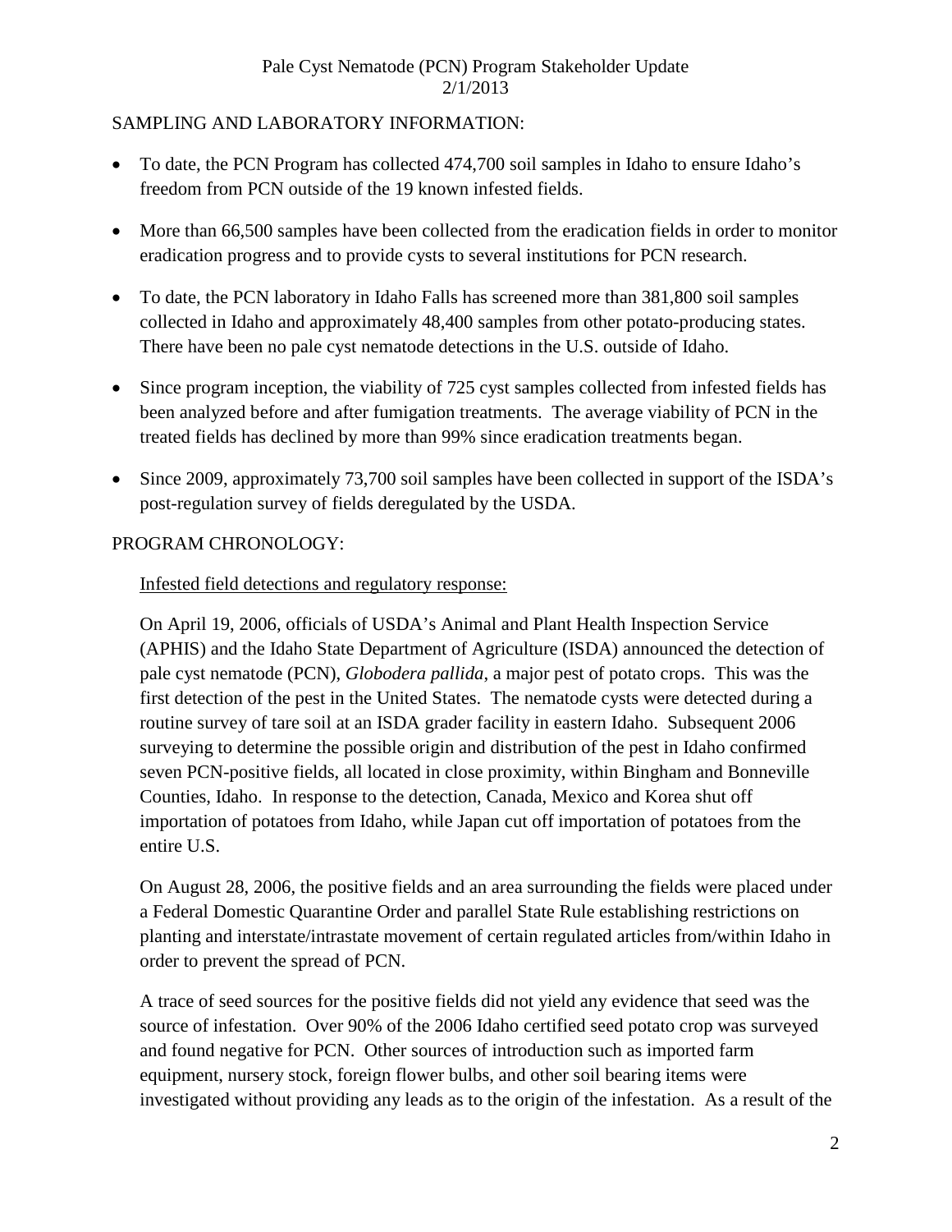SAMPLING AND LABORATORY INFORMATION:

- To date, the PCN Program has collected 474,700 soil samples in Idaho to ensure Idaho's freedom from PCN outside of the 19 known infested fields.
- More than 66,500 samples have been collected from the eradication fields in order to monitor eradication progress and to provide cysts to several institutions for PCN research.
- To date, the PCN laboratory in Idaho Falls has screened more than 381,800 soil samples collected in Idaho and approximately 48,400 samples from other potato-producing states. There have been no pale cyst nematode detections in the U.S. outside of Idaho.
- Since program inception, the viability of 725 cyst samples collected from infested fields has been analyzed before and after fumigation treatments. The average viability of PCN in the treated fields has declined by more than 99% since eradication treatments began.
- Since 2009, approximately 73,700 soil samples have been collected in support of the ISDA's post-regulation survey of fields deregulated by the USDA.

PROGRAM CHRONOLOGY:

<u>Infested field detections and regulatory response:</u>

On April 19, 2006, officials of USDA's Animal and Plant Health Inspection Service (APHIS) and the Idaho State Department of Agriculture (ISDA) announced the detection of pale cyst nematode (PCN), *Globodera pallida*, a major pest of potato crops. This was the first detection of the pest in the United States. The nematode cysts were detected during a routine survey of tare soil at an ISDA grader facility in eastern Idaho. Subsequent 2006 surveying to determine the possible origin and distribution of the pest in Idaho confirmed seven PCN-positive fields, all located in close proximity, within Bingham and Bonneville Counties, Idaho. In response to the detection, Canada, Mexico and Korea shut off importation of potatoes from Idaho, while Japan cut off importation of potatoes from the entire U.S.

On August 28, 2006, the positive fields and an area surrounding the fields were placed under a Federal Domestic Quarantine Order and parallel State Rule establishing restrictions on planting and interstate/intrastate movement of certain regulated articles from/within Idaho in order to prevent the spread of PCN.

A trace of seed sources for the positive fields did not yield any evidence that seed was the source of infestation. Over 90% of the 2006 Idaho certified seed potato crop was surveyed and found negative for PCN. Other sources of introduction such as imported farm equipment, nursery stock, foreign flower bulbs, and other soil bearing items were investigated without providing any leads as to the origin of the infestation. As a result of the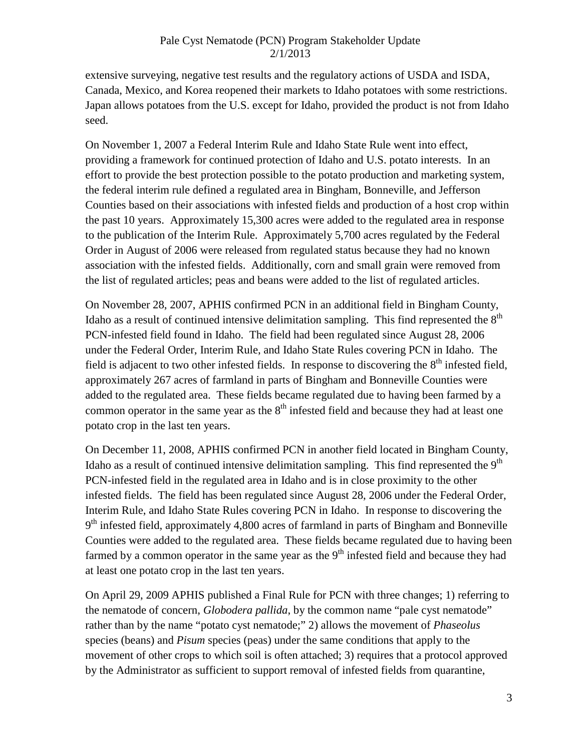extensive surveying, negative test results and the regulatory actions of USDA and ISDA, Canada, Mexico, and Korea reopened their markets to Idaho potatoes with some restrictions. Japan allows potatoes from the U.S. except for Idaho, provided the product is not from Idaho seed.

On November 1, 2007 a Federal Interim Rule and Idaho State Rule went into effect, providing a framework for continued protection of Idaho and U.S. potato interests. In an effort to provide the best protection possible to the potato production and marketing system, the federal interim rule defined a regulated area in Bingham, Bonneville, and Jefferson Counties based on their associations with infested fields and production of a host crop within the past 10 years. Approximately 15,300 acres were added to the regulated area in response to the publication of the Interim Rule. Approximately 5,700 acres regulated by the Federal Order in August of 2006 were released from regulated status because they had no known association with the infested fields. Additionally, corn and small grain were removed from the list of regulated articles; peas and beans were added to the list of regulated articles.

On November 28, 2007, APHIS confirmed PCN in an additional field in Bingham County, Idaho as a result of continued intensive delimitation sampling. This find represented the 8th PCN-infested field found in Idaho. The field had been regulated since August 28, 2006 under the Federal Order, Interim Rule, and Idaho State Rules covering PCN in Idaho. The field is adjacent to two other infested fields. In response to discovering the 8th infested field, approximately 267 acres of farmland in parts of Bingham and Bonneville Counties were added to the regulated area. These fields became regulated due to having been farmed by a common operator in the same year as the 8th infested field and because they had at least one potato crop in the last ten years.

On December 11, 2008, APHIS confirmed PCN in another field located in Bingham County, Idaho as a result of continued intensive delimitation sampling. This find represented the 9th PCN-infested field in the regulated area in Idaho and is in close proximity to the other infested fields. The field has been regulated since August 28, 2006 under the Federal Order, Interim Rule, and Idaho State Rules covering PCN in Idaho. In response to discovering the 9th infested field, approximately 4,800 acres of farmland in parts of Bingham and Bonneville Counties were added to the regulated area. These fields became regulated due to having been farmed by a common operator in the same year as the 9th infested field and because they had at least one potato crop in the last ten years.

On April 29, 2009 APHIS published a Final Rule for PCN with three changes; 1) referring to the nematode of concern, *Globodera pallida*, by the common name "pale cyst nematode" rather than by the name "potato cyst nematode;" 2) allows the movement of *Phaseolus* species (beans) and *Pisum* species (peas) under the same conditions that apply to the movement of other crops to which soil is often attached; 3) requires that a protocol approved by the Administrator as sufficient to support removal of infested fields from quarantine,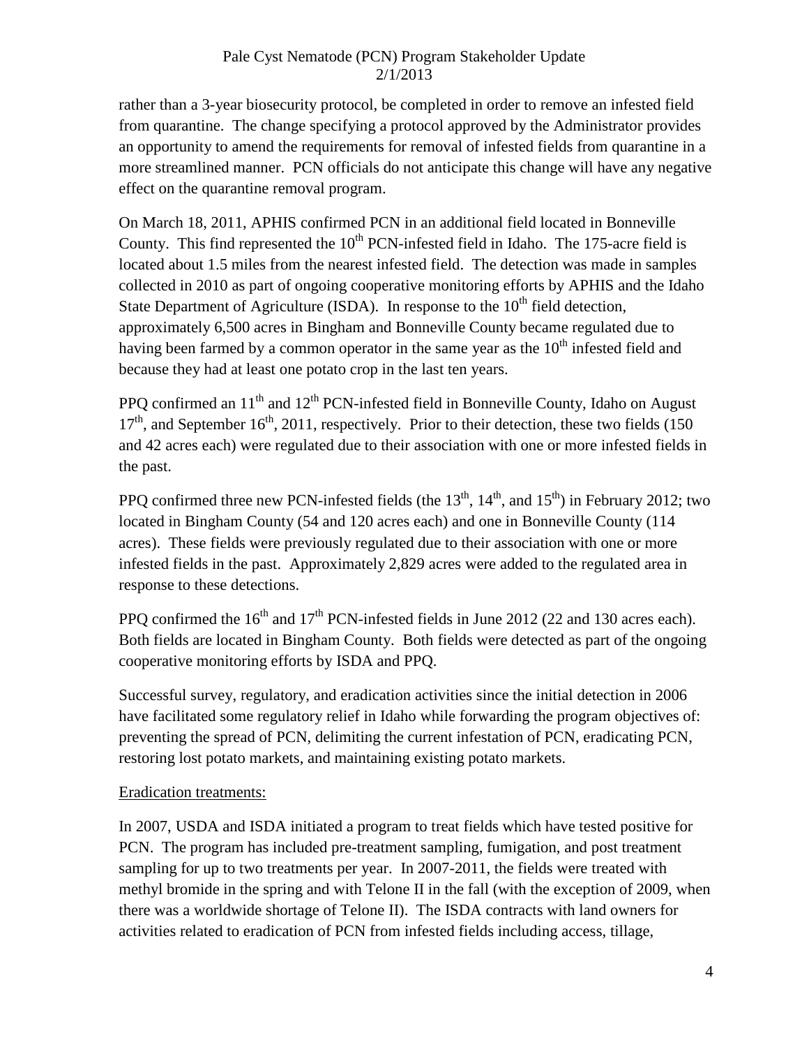rather than a 3-year biosecurity protocol, be completed in order to remove an infested field from quarantine. The change specifying a protocol approved by the Administrator provides an opportunity to amend the requirements for removal of infested fields from quarantine in a more streamlined manner. PCN officials do not anticipate this change will have any negative effect on the quarantine removal program.

On March 18, 2011, APHIS confirmed PCN in an additional field located in Bonneville County. This find represented the 10th PCN-infested field in Idaho. The 175-acre field is located about 1.5 miles from the nearest infested field. The detection was made in samples collected in 2010 as part of ongoing cooperative monitoring efforts by APHIS and the Idaho State Department of Agriculture (ISDA). In response to the 10th field detection, approximately 6,500 acres in Bingham and Bonneville County became regulated due to having been farmed by a common operator in the same year as the 10th infested field and because they had at least one potato crop in the last ten years.

PPQ confirmed an 11th and 12th PCN-infested field in Bonneville County, Idaho on August 17th, and September 16th, 2011, respectively. Prior to their detection, these two fields (150 and 42 acres each) were regulated due to their association with one or more infested fields in the past.

PPQ confirmed three new PCN-infested fields (the 13th, 14th, and 15th) in February 2012; two located in Bingham County (54 and 120 acres each) and one in Bonneville County (114 acres). These fields were previously regulated due to their association with one or more infested fields in the past. Approximately 2,829 acres were added to the regulated area in response to these detections.

PPQ confirmed the 16th and 17th PCN-infested fields in June 2012 (22 and 130 acres each). Both fields are located in Bingham County. Both fields were detected as part of the ongoing cooperative monitoring efforts by ISDA and PPQ.

Successful survey, regulatory, and eradication activities since the initial detection in 2006 have facilitated some regulatory relief in Idaho while forwarding the program objectives of: preventing the spread of PCN, delimiting the current infestation of PCN, eradicating PCN, restoring lost potato markets, and maintaining existing potato markets.

Eradication treatments:

In 2007, USDA and ISDA initiated a program to treat fields which have tested positive for PCN. The program has included pre-treatment sampling, fumigation, and post treatment sampling for up to two treatments per year. In 2007-2011, the fields were treated with methyl bromide in the spring and with Telone II in the fall (with the exception of 2009, when there was a worldwide shortage of Telone II). The ISDA contracts with land owners for activities related to eradication of PCN from infested fields including access, tillage,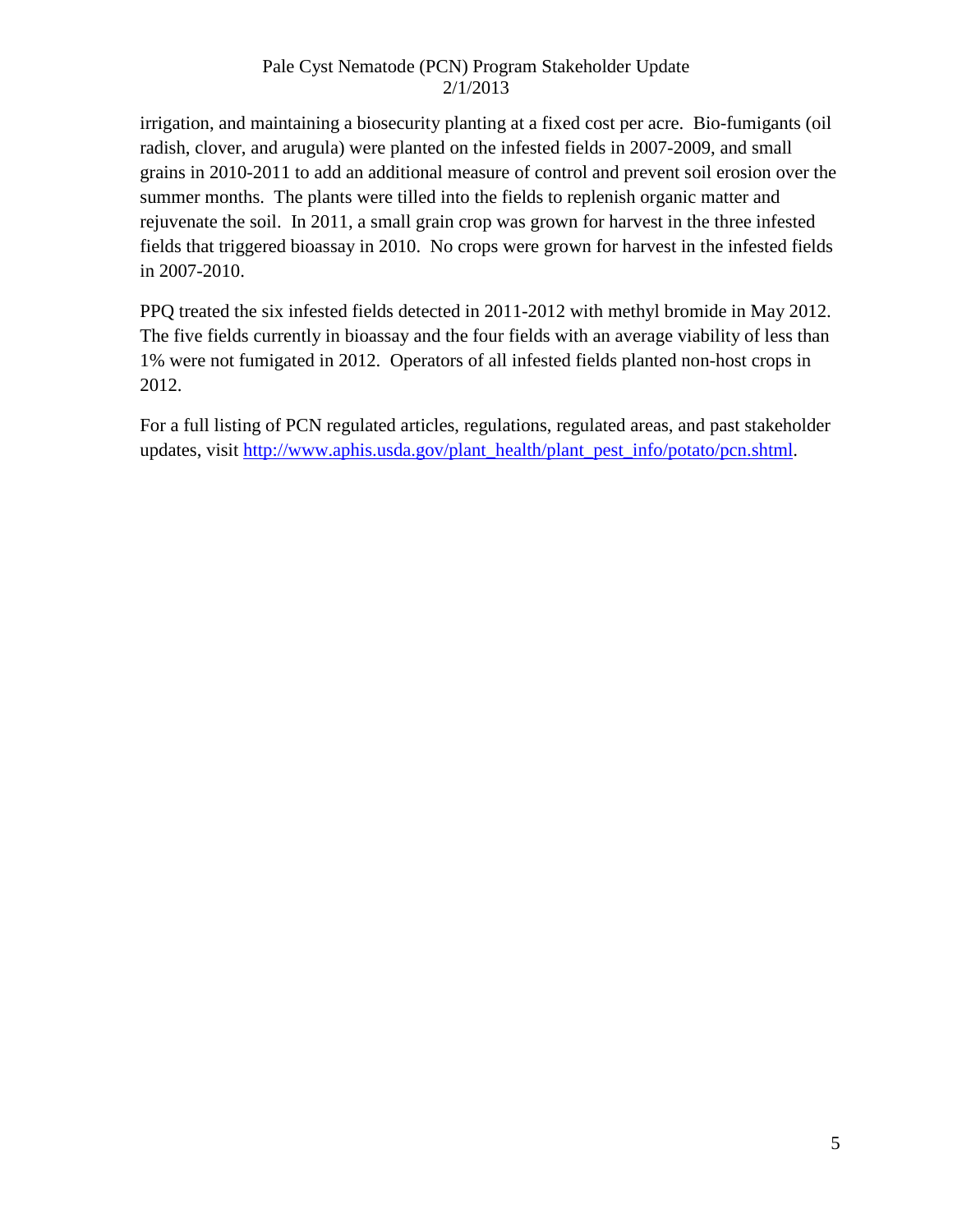irrigation, and maintaining a biosecurity planting at a fixed cost per acre. Bio-fumigants (oil radish, clover, and arugula) were planted on the infested fields in 2007-2009, and small grains in 2010-2011 to add an additional measure of control and prevent soil erosion over the summer months. The plants were tilled into the fields to replenish organic matter and rejuvenate the soil. In 2011, a small grain crop was grown for harvest in the three infested fields that triggered bioassay in 2010. No crops were grown for harvest in the infested fields in 2007-2010.

PPQ treated the six infested fields detected in 2011-2012 with methyl bromide in May 2012. The five fields currently in bioassay and the four fields with an average viability of less than 1% were not fumigated in 2012. Operators of all infested fields planted non-host crops in 2012.

For a full listing of PCN regulated articles, regulations, regulated areas, and past stakeholder updates, visit [http://www.aphis.usda.gov/plant_health/plant_pest_info/potato/pcn.shtml](http://www.aphis.usda.gov/plant_health/plant_pest_info/potato/pcn.shtml).